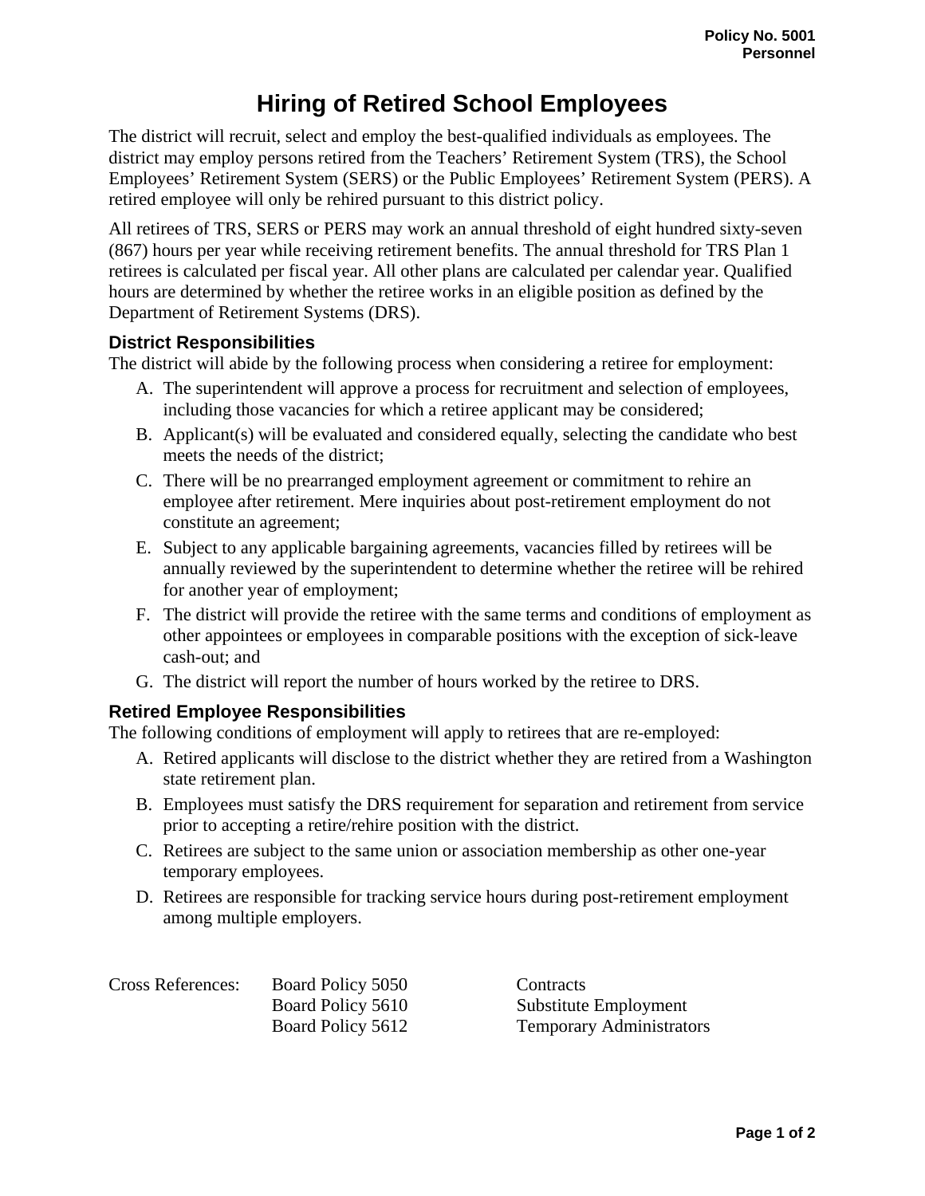Policy No. 5001
Personnel

# Hiring of Retired School Employees

The district will recruit, select and employ the best-qualified individuals as employees. The district may employ persons retired from the Teachers' Retirement System (TRS), the School Employees' Retirement System (SERS) or the Public Employees' Retirement System (PERS). A retired employee will only be rehired pursuant to this district policy.

All retirees of TRS, SERS or PERS may work an annual threshold of eight hundred sixty-seven (867) hours per year while receiving retirement benefits. The annual threshold for TRS Plan 1 retirees is calculated per fiscal year. All other plans are calculated per calendar year. Qualified hours are determined by whether the retiree works in an eligible position as defined by the Department of Retirement Systems (DRS).

### District Responsibilities

The district will abide by the following process when considering a retiree for employment:

A. The superintendent will approve a process for recruitment and selection of employees, including those vacancies for which a retiree applicant may be considered;

B. Applicant(s) will be evaluated and considered equally, selecting the candidate who best meets the needs of the district;

C. There will be no prearranged employment agreement or commitment to rehire an employee after retirement. Mere inquiries about post-retirement employment do not constitute an agreement;

E. Subject to any applicable bargaining agreements, vacancies filled by retirees will be annually reviewed by the superintendent to determine whether the retiree will be rehired for another year of employment;

F. The district will provide the retiree with the same terms and conditions of employment as other appointees or employees in comparable positions with the exception of sick-leave cash-out; and

G. The district will report the number of hours worked by the retiree to DRS.

### Retired Employee Responsibilities

The following conditions of employment will apply to retirees that are re-employed:

A. Retired applicants will disclose to the district whether they are retired from a Washington state retirement plan.

B. Employees must satisfy the DRS requirement for separation and retirement from service prior to accepting a retire/rehire position with the district.

C. Retirees are subject to the same union or association membership as other one-year temporary employees.

D. Retirees are responsible for tracking service hours during post-retirement employment among multiple employers.

| Cross References: | Board Policy 5050 | Contracts |
|---|---|---|
| | Board Policy 5610 | Substitute Employment |
| | Board Policy 5612 | Temporary Administrators |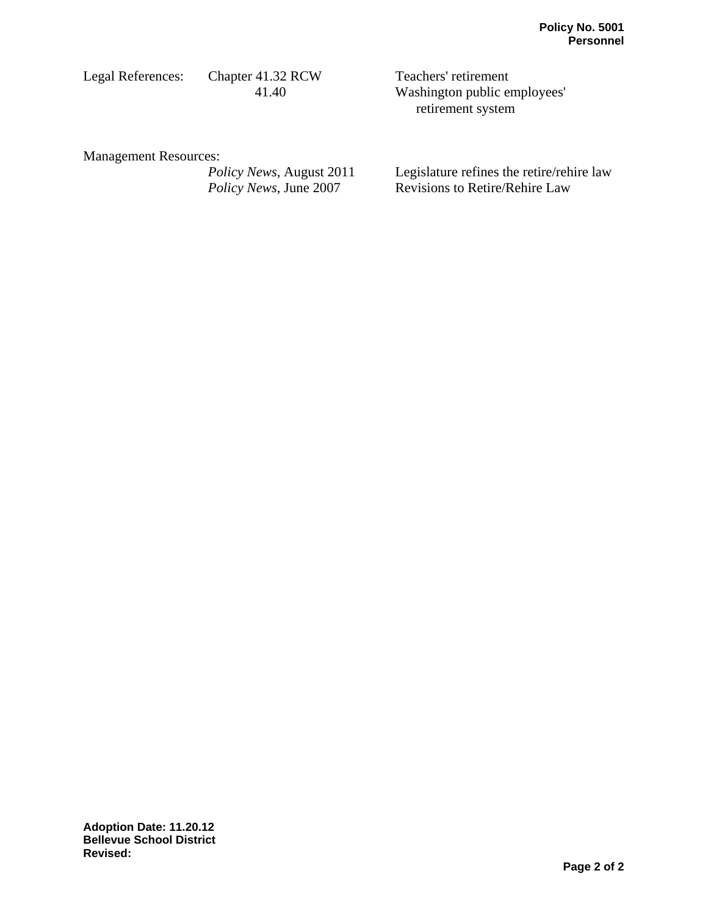| | | |
|---|---|---|
| Legal References: | Chapter 41.32 RCW | Teachers' retirement |
| | 41.40 | Washington public employees' retirement system |

Management Resources:

| | | |
|---|---|---|
| | *Policy News*, August 2011 | Legislature refines the retire/rehire law |
| | *Policy News*, June 2007 | Revisions to Retire/Rehire Law |

**Adoption Date: 11.20.12**
**Bellevue School District**
**Revised:**